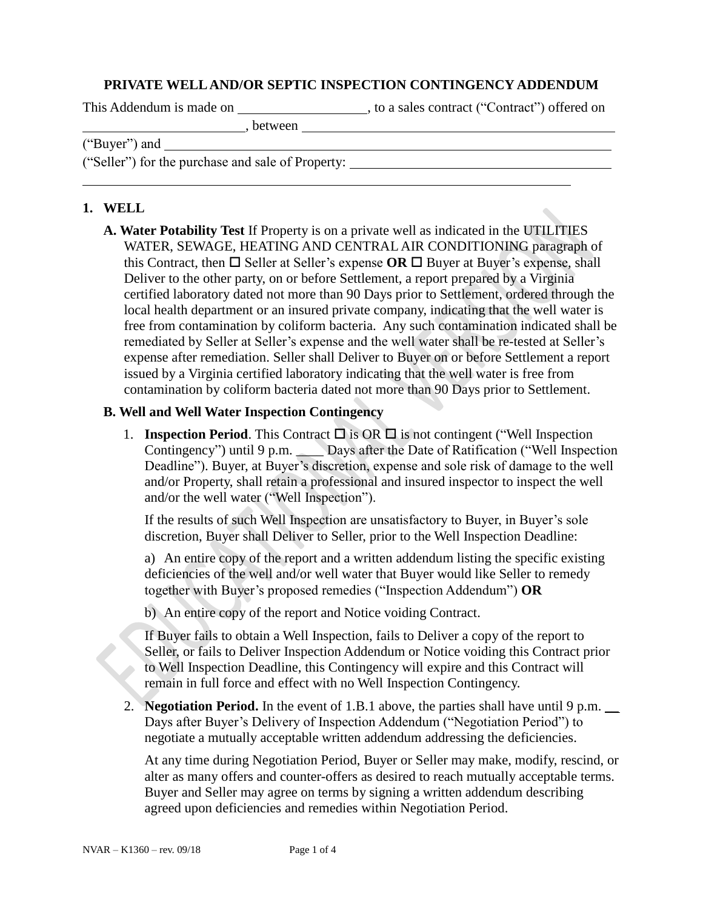**PRIVATE WELL AND/OR SEPTIC INSPECTION CONTINGENCY ADDENDUM**

This Addendum is made on ________________, to a sales contract ("Contract") offered on ____________________, between ________________________________________ ("Buyer") and ____________________________________________________________ ("Seller") for the purchase and sale of Property: ________________________________ ____________________________________________________________

## 1. WELL

**A. Water Potability Test** If Property is on a private well as indicated in the UTILITIES WATER, SEWAGE, HEATING AND CENTRAL AIR CONDITIONING paragraph of this Contract, then ☐ Seller at Seller's expense **OR** ☐ Buyer at Buyer's expense, shall Deliver to the other party, on or before Settlement, a report prepared by a Virginia certified laboratory dated not more than 90 Days prior to Settlement, ordered through the local health department or an insured private company, indicating that the well water is free from contamination by coliform bacteria. Any such contamination indicated shall be remediated by Seller at Seller's expense and the well water shall be re-tested at Seller's expense after remediation. Seller shall Deliver to Buyer on or before Settlement a report issued by a Virginia certified laboratory indicating that the well water is free from contamination by coliform bacteria dated not more than 90 Days prior to Settlement.

**B. Well and Well Water Inspection Contingency**

1. **Inspection Period**. This Contract ☐ is OR ☐ is not contingent ("Well Inspection Contingency") until 9 p.m. ____ Days after the Date of Ratification ("Well Inspection Deadline"). Buyer, at Buyer's discretion, expense and sole risk of damage to the well and/or Property, shall retain a professional and insured inspector to inspect the well and/or the well water ("Well Inspection").

   If the results of such Well Inspection are unsatisfactory to Buyer, in Buyer's sole discretion, Buyer shall Deliver to Seller, prior to the Well Inspection Deadline:

   a) An entire copy of the report and a written addendum listing the specific existing deficiencies of the well and/or well water that Buyer would like Seller to remedy together with Buyer's proposed remedies ("Inspection Addendum") **OR**

   b) An entire copy of the report and Notice voiding Contract.

   If Buyer fails to obtain a Well Inspection, fails to Deliver a copy of the report to Seller, or fails to Deliver Inspection Addendum or Notice voiding this Contract prior to Well Inspection Deadline, this Contingency will expire and this Contract will remain in full force and effect with no Well Inspection Contingency.

2. **Negotiation Period.** In the event of 1.B.1 above, the parties shall have until 9 p.m. __ Days after Buyer's Delivery of Inspection Addendum ("Negotiation Period") to negotiate a mutually acceptable written addendum addressing the deficiencies.

   At any time during Negotiation Period, Buyer or Seller may make, modify, rescind, or alter as many offers and counter-offers as desired to reach mutually acceptable terms. Buyer and Seller may agree on terms by signing a written addendum describing agreed upon deficiencies and remedies within Negotiation Period.

NVAR – K1360 – rev. 09/18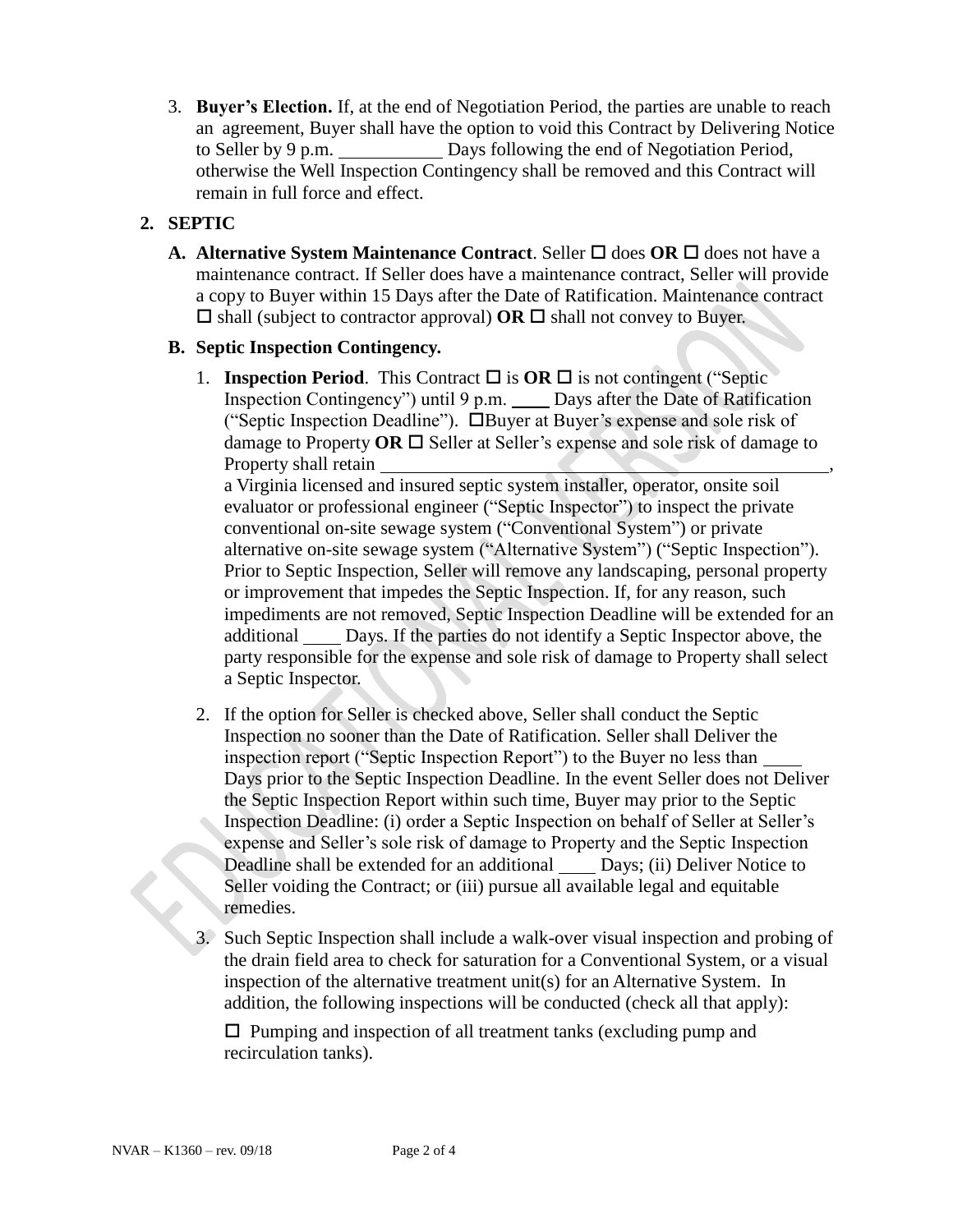3. **Buyer's Election.** If, at the end of Negotiation Period, the parties are unable to reach an agreement, Buyer shall have the option to void this Contract by Delivering Notice to Seller by 9 p.m. ___________ Days following the end of Negotiation Period, otherwise the Well Inspection Contingency shall be removed and this Contract will remain in full force and effect.

## 2. SEPTIC

**A. Alternative System Maintenance Contract**. Seller ☐ does **OR** ☐ does not have a maintenance contract. If Seller does have a maintenance contract, Seller will provide a copy to Buyer within 15 Days after the Date of Ratification. Maintenance contract ☐ shall (subject to contractor approval) **OR** ☐ shall not convey to Buyer.

**B. Septic Inspection Contingency.**

1. **Inspection Period**. This Contract ☐ is **OR** ☐ is not contingent ("Septic Inspection Contingency") until 9 p.m. ____ Days after the Date of Ratification ("Septic Inspection Deadline"). ☐Buyer at Buyer's expense and sole risk of damage to Property **OR** ☐ Seller at Seller's expense and sole risk of damage to Property shall retain ________________________________________________, a Virginia licensed and insured septic system installer, operator, onsite soil evaluator or professional engineer ("Septic Inspector") to inspect the private conventional on-site sewage system ("Conventional System") or private alternative on-site sewage system ("Alternative System") ("Septic Inspection"). Prior to Septic Inspection, Seller will remove any landscaping, personal property or improvement that impedes the Septic Inspection. If, for any reason, such impediments are not removed, Septic Inspection Deadline will be extended for an additional ____ Days. If the parties do not identify a Septic Inspector above, the party responsible for the expense and sole risk of damage to Property shall select a Septic Inspector.

2. If the option for Seller is checked above, Seller shall conduct the Septic Inspection no sooner than the Date of Ratification. Seller shall Deliver the inspection report ("Septic Inspection Report") to the Buyer no less than ____ Days prior to the Septic Inspection Deadline. In the event Seller does not Deliver the Septic Inspection Report within such time, Buyer may prior to the Septic Inspection Deadline: (i) order a Septic Inspection on behalf of Seller at Seller's expense and Seller's sole risk of damage to Property and the Septic Inspection Deadline shall be extended for an additional ____ Days; (ii) Deliver Notice to Seller voiding the Contract; or (iii) pursue all available legal and equitable remedies.

3. Such Septic Inspection shall include a walk-over visual inspection and probing of the drain field area to check for saturation for a Conventional System, or a visual inspection of the alternative treatment unit(s) for an Alternative System. In addition, the following inspections will be conducted (check all that apply):

   ☐ Pumping and inspection of all treatment tanks (excluding pump and recirculation tanks).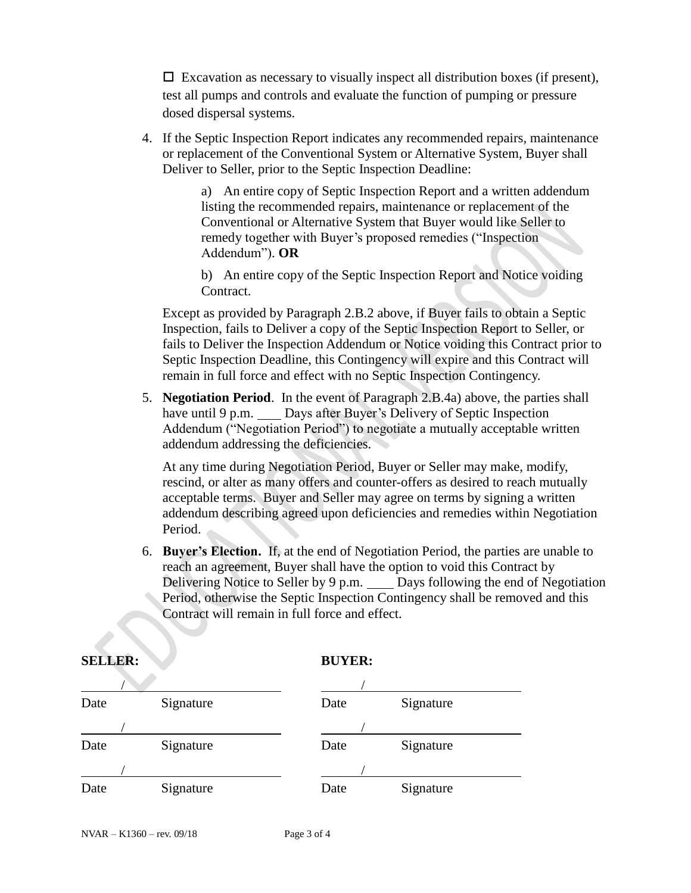☐ Excavation as necessary to visually inspect all distribution boxes (if present), test all pumps and controls and evaluate the function of pumping or pressure dosed dispersal systems.

4. If the Septic Inspection Report indicates any recommended repairs, maintenance or replacement of the Conventional System or Alternative System, Buyer shall Deliver to Seller, prior to the Septic Inspection Deadline:

   a) An entire copy of Septic Inspection Report and a written addendum listing the recommended repairs, maintenance or replacement of the Conventional or Alternative System that Buyer would like Seller to remedy together with Buyer's proposed remedies ("Inspection Addendum"). **OR**

   b) An entire copy of the Septic Inspection Report and Notice voiding Contract.

   Except as provided by Paragraph 2.B.2 above, if Buyer fails to obtain a Septic Inspection, fails to Deliver a copy of the Septic Inspection Report to Seller, or fails to Deliver the Inspection Addendum or Notice voiding this Contract prior to Septic Inspection Deadline, this Contingency will expire and this Contract will remain in full force and effect with no Septic Inspection Contingency.

5. **Negotiation Period**. In the event of Paragraph 2.B.4a) above, the parties shall have until 9 p.m. ____ Days after Buyer's Delivery of Septic Inspection Addendum ("Negotiation Period") to negotiate a mutually acceptable written addendum addressing the deficiencies.

   At any time during Negotiation Period, Buyer or Seller may make, modify, rescind, or alter as many offers and counter-offers as desired to reach mutually acceptable terms. Buyer and Seller may agree on terms by signing a written addendum describing agreed upon deficiencies and remedies within Negotiation Period.

6. **Buyer's Election.** If, at the end of Negotiation Period, the parties are unable to reach an agreement, Buyer shall have the option to void this Contract by Delivering Notice to Seller by 9 p.m. ____ Days following the end of Negotiation Period, otherwise the Septic Inspection Contingency shall be removed and this Contract will remain in full force and effect.

| **SELLER:** | | **BUYER:** | |
|---|---|---|---|
| ____/____ Date | ____________ Signature | ____/____ Date | ____________ Signature |
| ____/____ Date | ____________ Signature | ____/____ Date | ____________ Signature |
| ____/____ Date | ____________ Signature | ____/____ Date | ____________ Signature |

NVAR – K1360 – rev. 09/18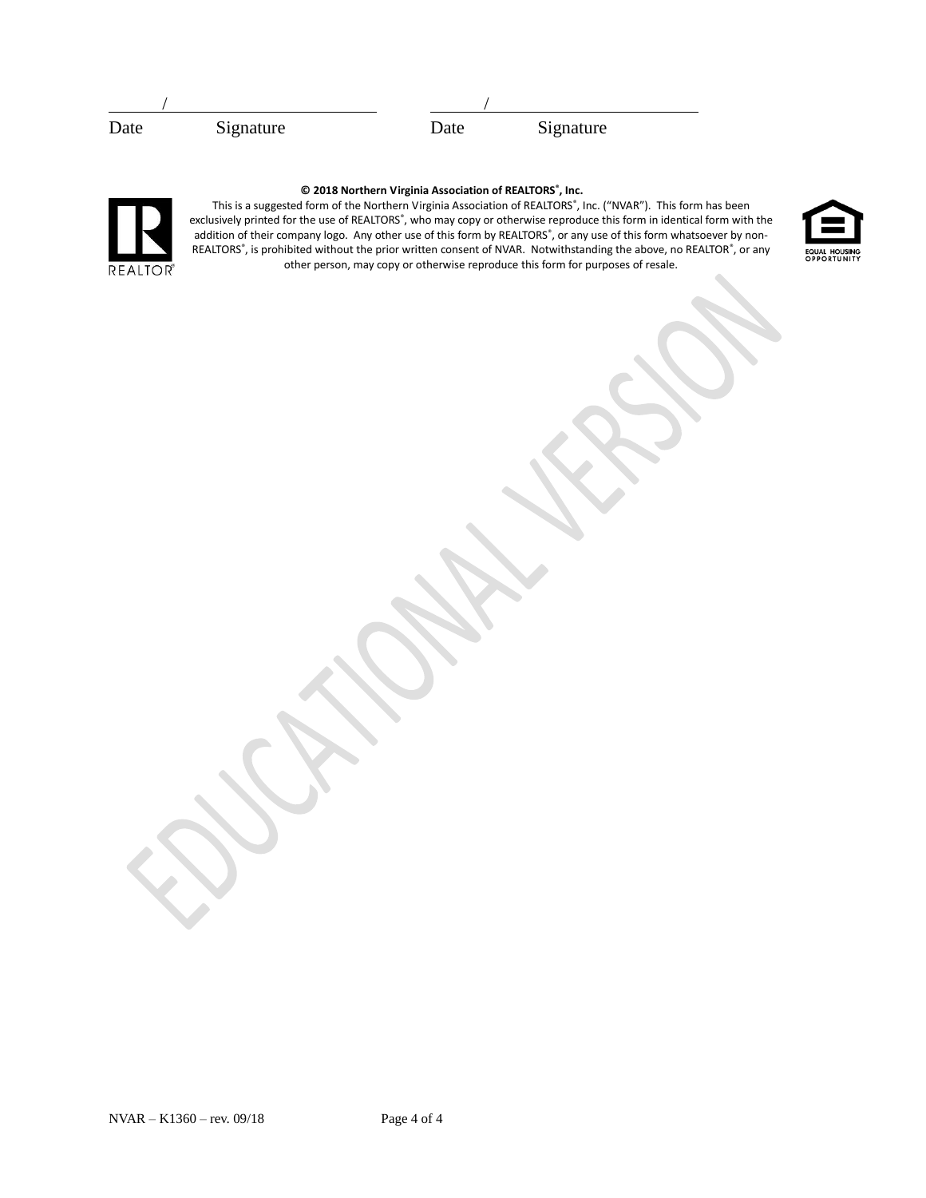| / | | / | |
| --- | --- | --- | --- |
| Date | Signature | Date | Signature |

**© 2018 Northern Virginia Association of REALTORS®, Inc.**

This is a suggested form of the Northern Virginia Association of REALTORS®, Inc. ("NVAR"). This form has been exclusively printed for the use of REALTORS®, who may copy or otherwise reproduce this form in identical form with the addition of their company logo. Any other use of this form by REALTORS®, or any use of this form whatsoever by non-REALTORS®, is prohibited without the prior written consent of NVAR. Notwithstanding the above, no REALTOR®, or any other person, may copy or otherwise reproduce this form for purposes of resale.

NVAR – K1360 – rev. 09/18